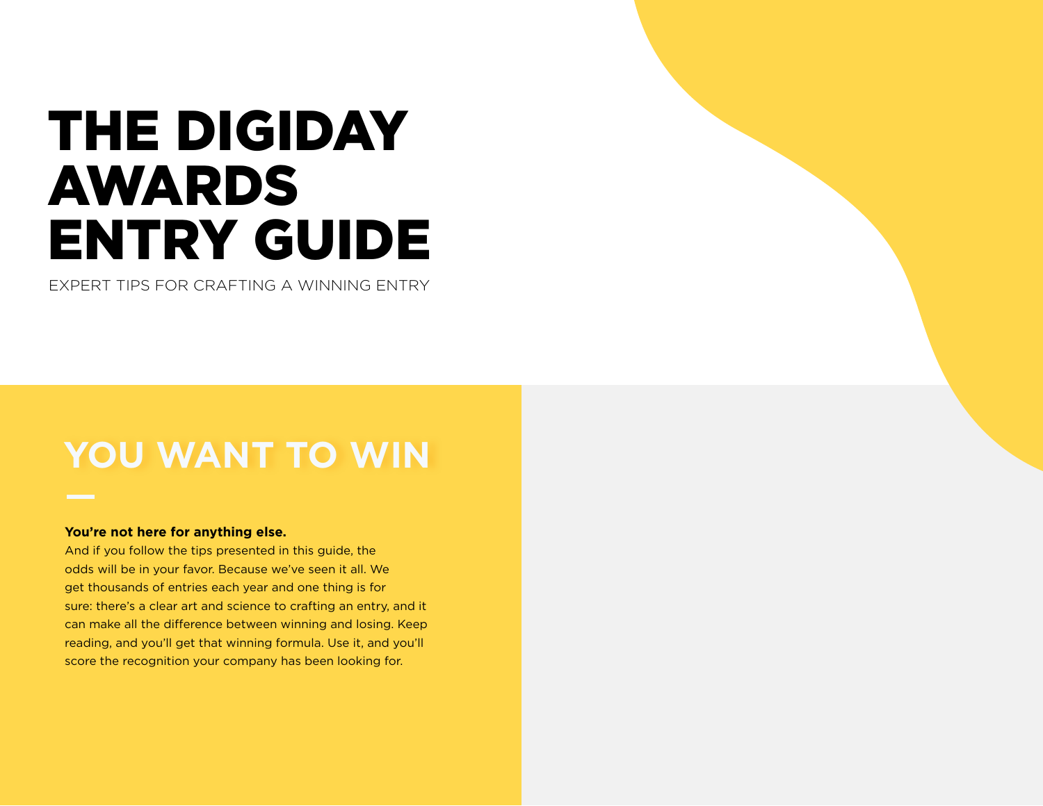# THE DIGIDAY AWARDS ENTRY GUIDE

EXPERT TIPS FOR CRAFTING A WINNING ENTRY

## YOU WANT TO WIN

**You're not here for anything else.**
And if you follow the tips presented in this guide, the odds will be in your favor. Because we've seen it all. We get thousands of entries each year and one thing is for sure: there's a clear art and science to crafting an entry, and it can make all the difference between winning and losing. Keep reading, and you'll get that winning formula. Use it, and you'll score the recognition your company has been looking for.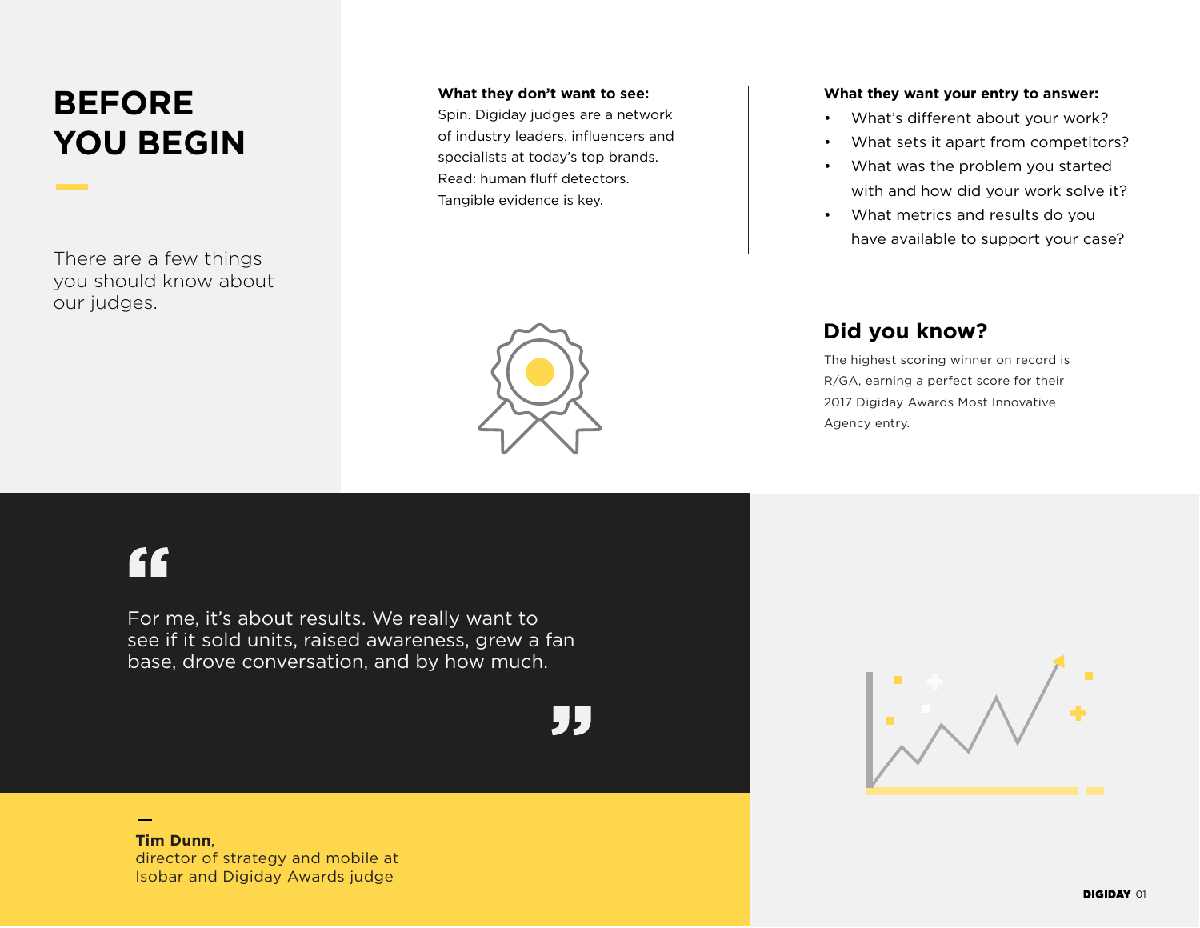# BEFORE YOU BEGIN

There are a few things you should know about our judges.

**What they don't want to see:**
Spin. Digiday judges are a network of industry leaders, influencers and specialists at today's top brands. Read: human fluff detectors. Tangible evidence is key.

**What they want your entry to answer:**

- What's different about your work?
- What sets it apart from competitors?
- What was the problem you started with and how did your work solve it?
- What metrics and results do you have available to support your case?

## Did you know?

The highest scoring winner on record is R/GA, earning a perfect score for their 2017 Digiday Awards Most Innovative Agency entry.

> "For me, it's about results. We really want to see if it sold units, raised awareness, grew a fan base, drove conversation, and by how much."

— **Tim Dunn**,
director of strategy and mobile at Isobar and Digiday Awards judge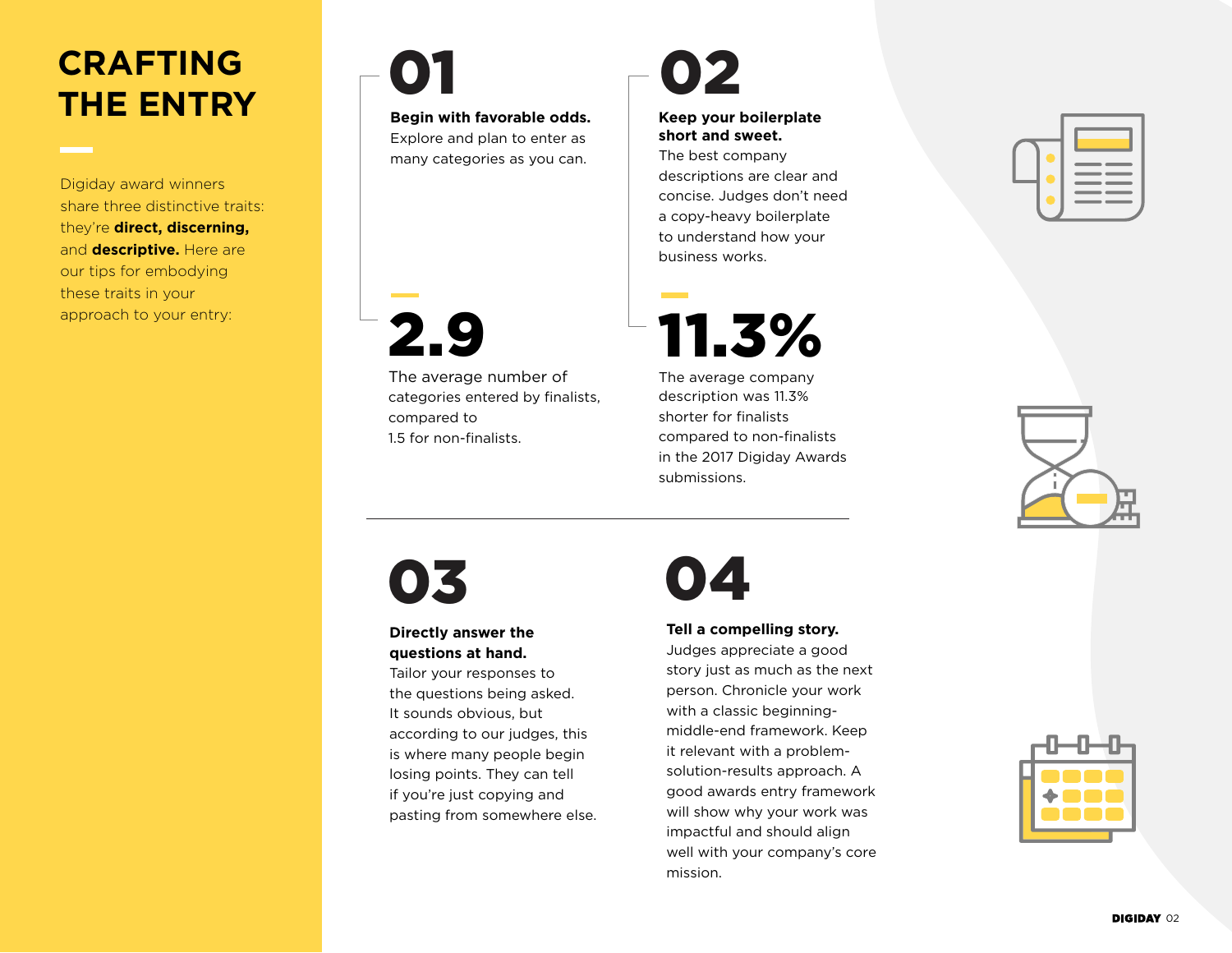# CRAFTING THE ENTRY

Digiday award winners share three distinctive traits: they're **direct, discerning,** and **descriptive.** Here are our tips for embodying these traits in your approach to your entry:

## 01

**Begin with favorable odds.**
Explore and plan to enter as many categories as you can.

**2.9**

The average number of categories entered by finalists, compared to 1.5 for non-finalists.

## 02

**Keep your boilerplate short and sweet.**
The best company descriptions are clear and concise. Judges don't need a copy-heavy boilerplate to understand how your business works.

**11.3%**

The average company description was 11.3% shorter for finalists compared to non-finalists in the 2017 Digiday Awards submissions.

## 03

**Directly answer the questions at hand.**
Tailor your responses to the questions being asked. It sounds obvious, but according to our judges, this is where many people begin losing points. They can tell if you're just copying and pasting from somewhere else.

## 04

**Tell a compelling story.**
Judges appreciate a good story just as much as the next person. Chronicle your work with a classic beginning-middle-end framework. Keep it relevant with a problem-solution-results approach. A good awards entry framework will show why your work was impactful and should align well with your company's core mission.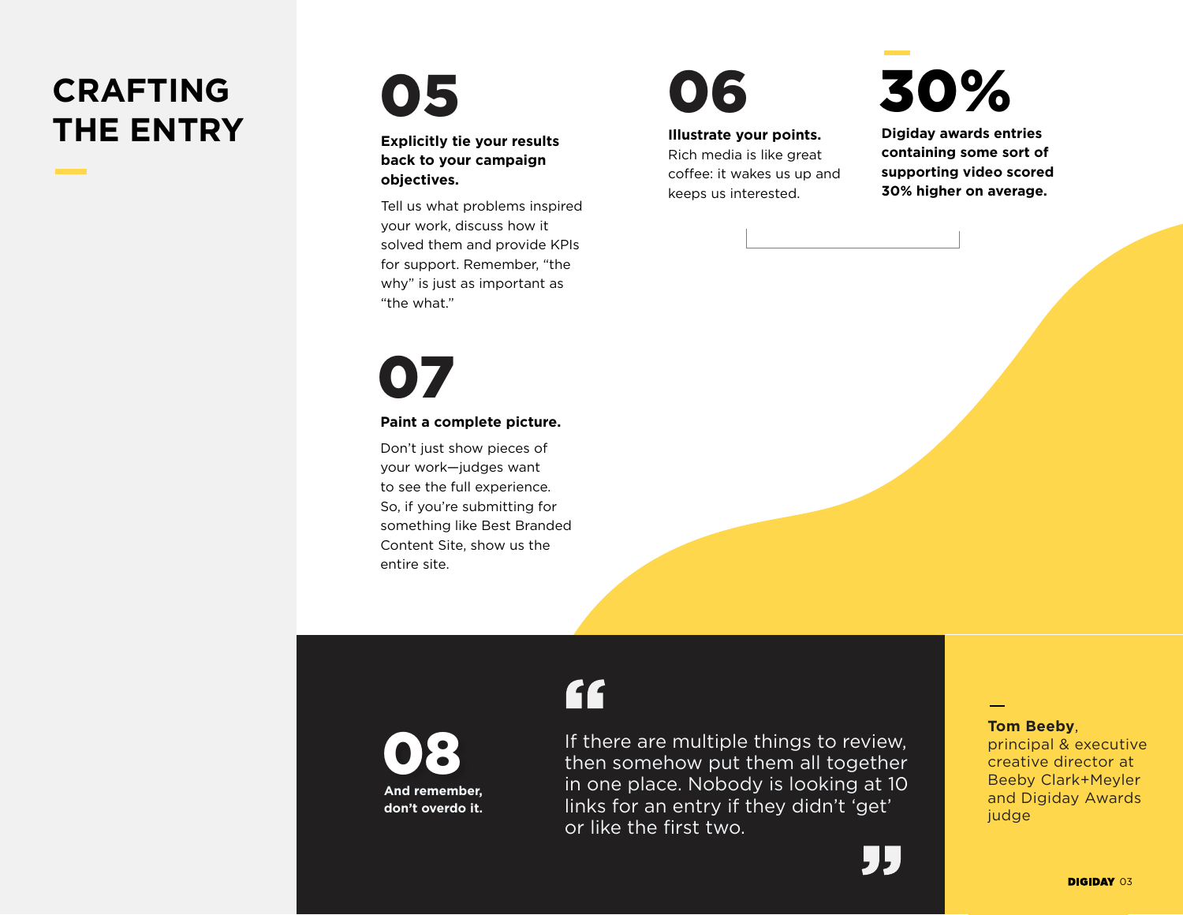# CRAFTING THE ENTRY

## 05

**Explicitly tie your results back to your campaign objectives.**

Tell us what problems inspired your work, discuss how it solved them and provide KPIs for support. Remember, “the why” is just as important as “the what.”

## 06

**Illustrate your points.**

Rich media is like great coffee: it wakes us up and keeps us interested.

## 30%

**Digiday awards entries containing some sort of supporting video scored 30% higher on average.**

## 07

**Paint a complete picture.**

Don’t just show pieces of your work—judges want to see the full experience. So, if you’re submitting for something like Best Branded Content Site, show us the entire site.

## 08

**And remember, don’t overdo it.**

> If there are multiple things to review, then somehow put them all together in one place. Nobody is looking at 10 links for an entry if they didn’t ‘get’ or like the first two.

**Tom Beeby**, principal & executive creative director at Beeby Clark+Meyler and Digiday Awards judge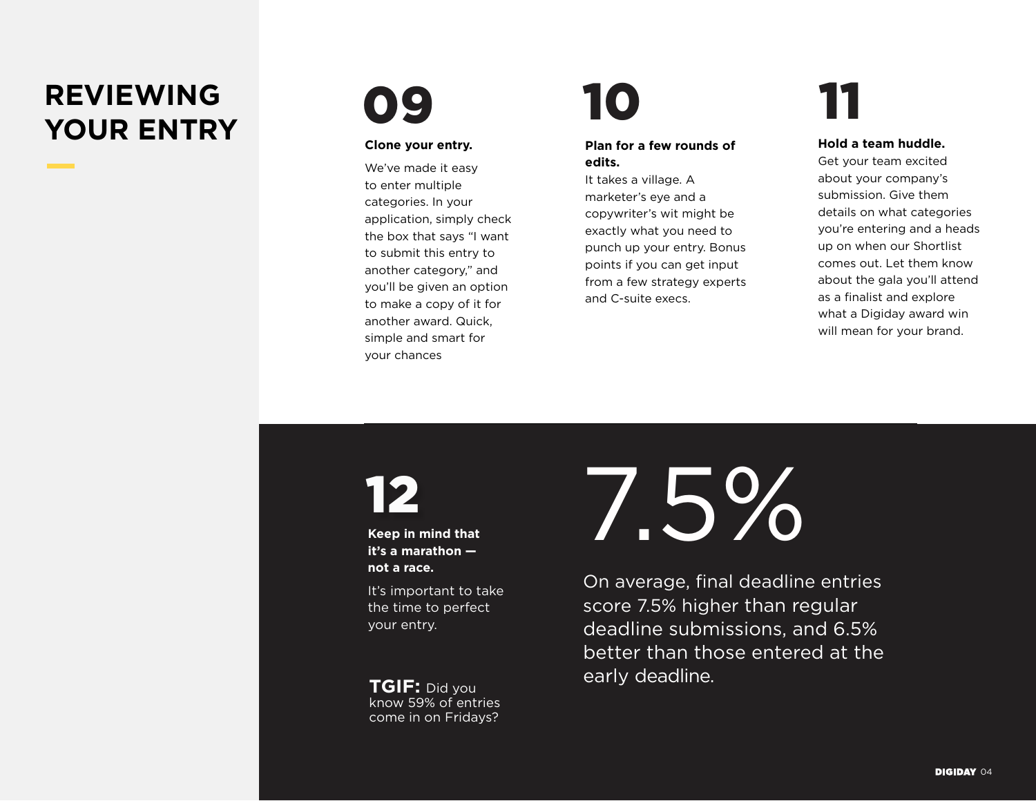# REVIEWING YOUR ENTRY

## 09

**Clone your entry.**

We've made it easy to enter multiple categories. In your application, simply check the box that says "I want to submit this entry to another category," and you'll be given an option to make a copy of it for another award. Quick, simple and smart for your chances

## 10

**Plan for a few rounds of edits.**

It takes a village. A marketer's eye and a copywriter's wit might be exactly what you need to punch up your entry. Bonus points if you can get input from a few strategy experts and C-suite execs.

## 11

**Hold a team huddle.**

Get your team excited about your company's submission. Give them details on what categories you're entering and a heads up on when our Shortlist comes out. Let them know about the gala you'll attend as a finalist and explore what a Digiday award win will mean for your brand.

## 12

**Keep in mind that it's a marathon — not a race.**

It's important to take the time to perfect your entry.

**TGIF:** Did you know 59% of entries come in on Fridays?

# 7.5%

On average, final deadline entries score 7.5% higher than regular deadline submissions, and 6.5% better than those entered at the early deadline.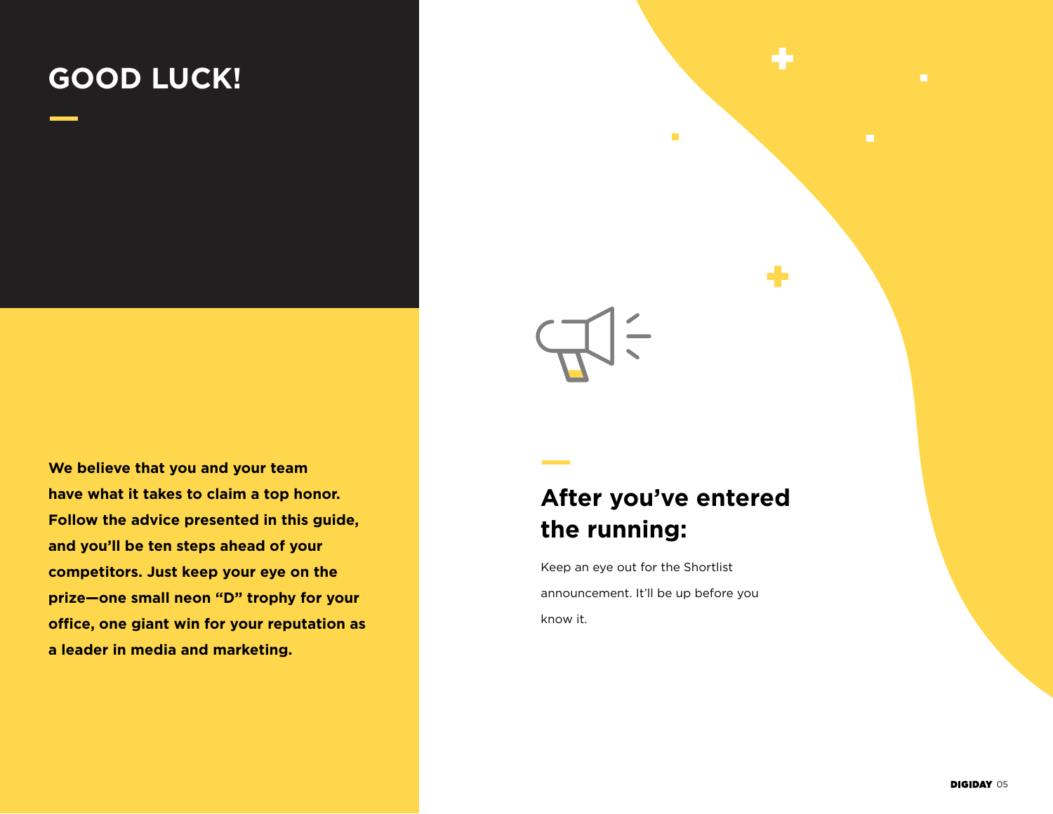# GOOD LUCK!

**We believe that you and your team have what it takes to claim a top honor. Follow the advice presented in this guide, and you'll be ten steps ahead of your competitors. Just keep your eye on the prize—one small neon "D" trophy for your office, one giant win for your reputation as a leader in media and marketing.**

## After you've entered the running:

Keep an eye out for the Shortlist announcement. It'll be up before you know it.